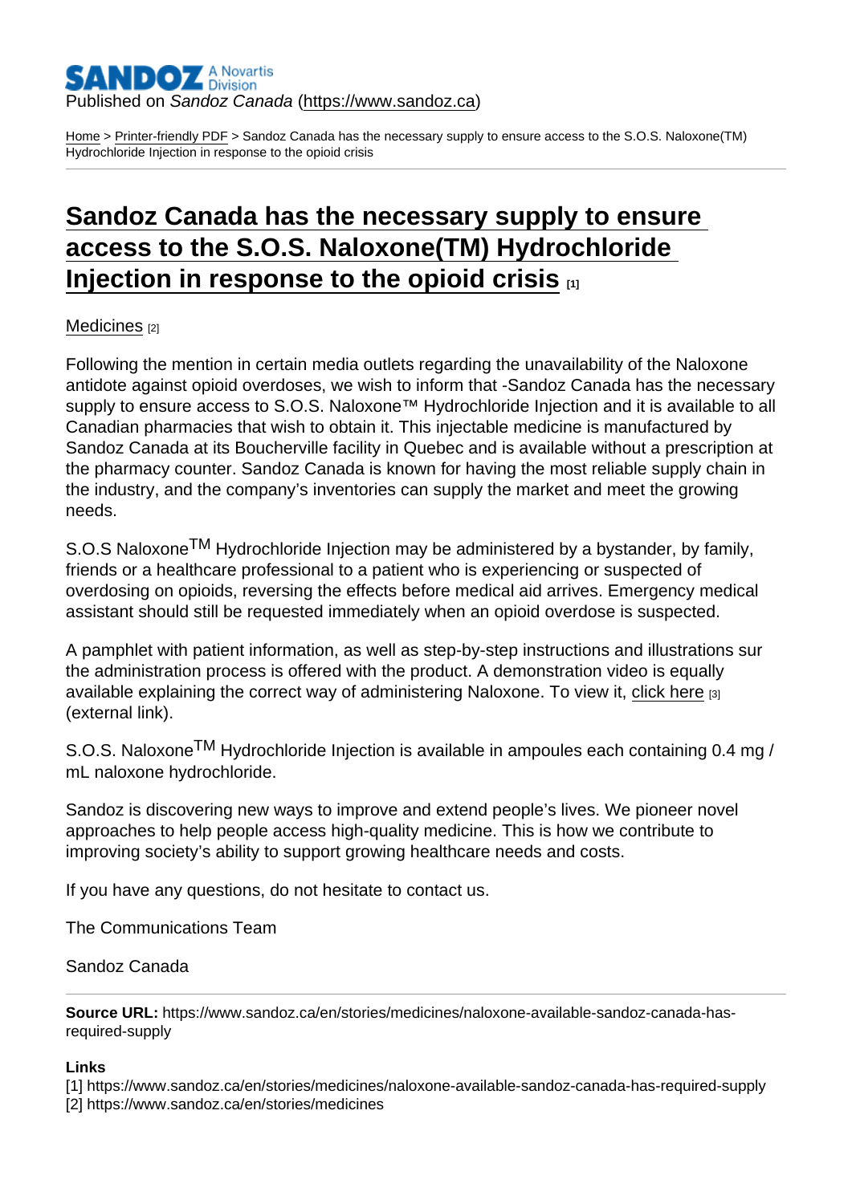Published on *Sandoz Canada* (https://www.sandoz.ca)

Home > Printer-friendly PDF > Sandoz Canada has the necessary supply to ensure access to the S.O.S. Naloxone(TM) Hydrochloride Injection in response to the opioid crisis

# Sandoz Canada has the necessary supply to ensure access to the S.O.S. Naloxone(TM) Hydrochloride Injection in response to the opioid crisis [1]

Medicines [2]

Following the mention in certain media outlets regarding the unavailability of the Naloxone antidote against opioid overdoses, we wish to inform that -Sandoz Canada has the necessary supply to ensure access to S.O.S. Naloxone™ Hydrochloride Injection and it is available to all Canadian pharmacies that wish to obtain it. This injectable medicine is manufactured by Sandoz Canada at its Boucherville facility in Quebec and is available without a prescription at the pharmacy counter. Sandoz Canada is known for having the most reliable supply chain in the industry, and the company's inventories can supply the market and meet the growing needs.

S.O.S Naloxone™ Hydrochloride Injection may be administered by a bystander, by family, friends or a healthcare professional to a patient who is experiencing or suspected of overdosing on opioids, reversing the effects before medical aid arrives. Emergency medical assistant should still be requested immediately when an opioid overdose is suspected.

A pamphlet with patient information, as well as step-by-step instructions and illustrations sur the administration process is offered with the product. A demonstration video is equally available explaining the correct way of administering Naloxone. To view it, click here [3] (external link).

S.O.S. Naloxone™ Hydrochloride Injection is available in ampoules each containing 0.4 mg / mL naloxone hydrochloride.

Sandoz is discovering new ways to improve and extend people's lives. We pioneer novel approaches to help people access high-quality medicine. This is how we contribute to improving society's ability to support growing healthcare needs and costs.

If you have any questions, do not hesitate to contact us.

The Communications Team

Sandoz Canada

---

**Source URL:** https://www.sandoz.ca/en/stories/medicines/naloxone-available-sandoz-canada-has-required-supply

**Links**
[1] https://www.sandoz.ca/en/stories/medicines/naloxone-available-sandoz-canada-has-required-supply
[2] https://www.sandoz.ca/en/stories/medicines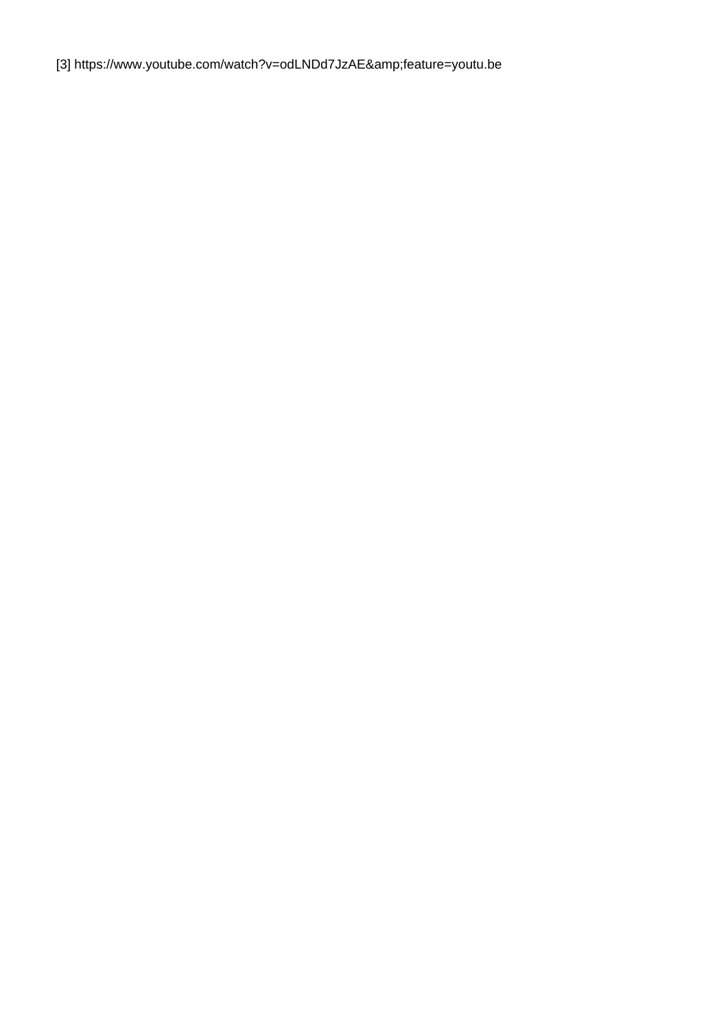[3] https://www.youtube.com/watch?v=odLNDd7JzAE&amp;feature=youtu.be